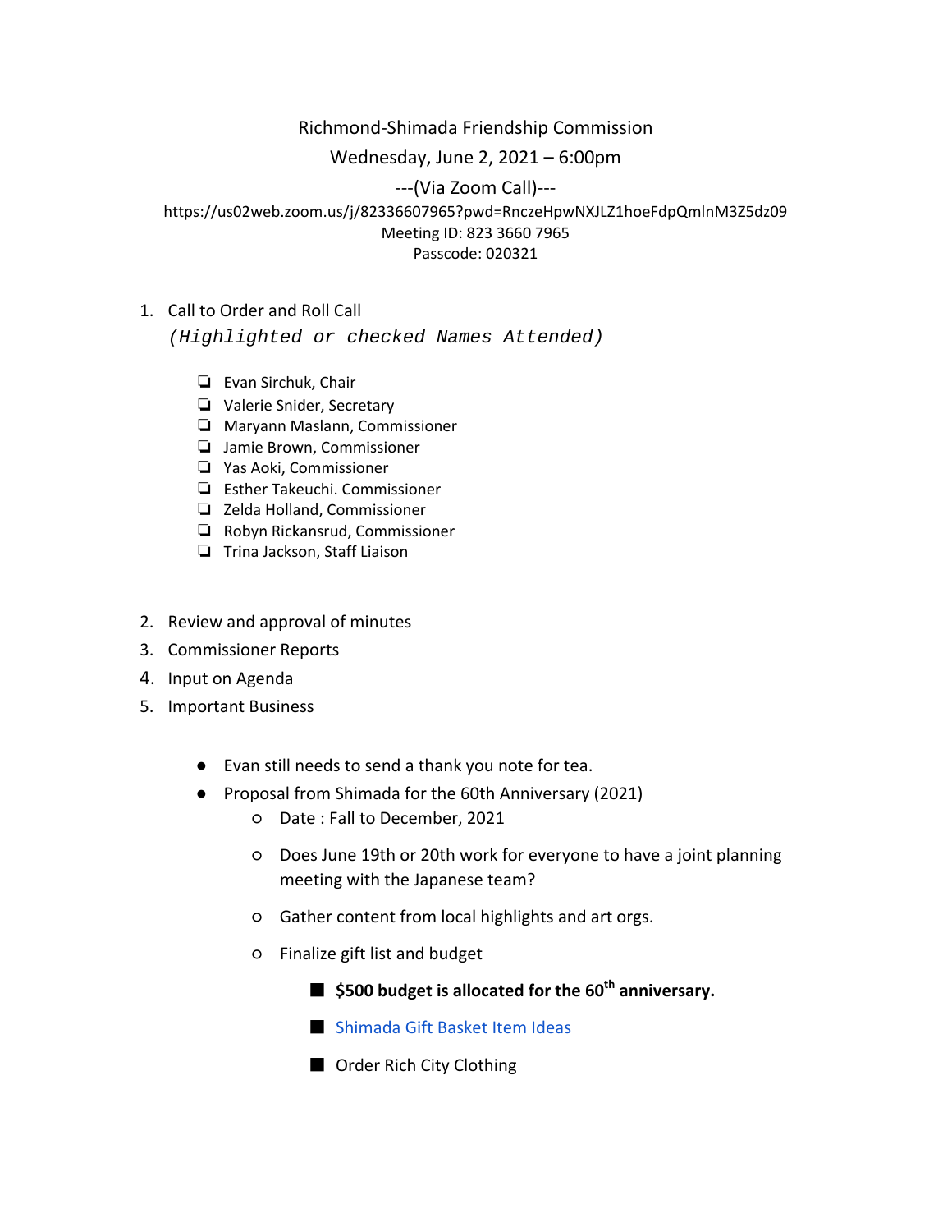Richmond-Shimada Friendship Commission

Wednesday, June 2, 2021 – 6:00pm

---(Via Zoom Call)---

https://us02web.zoom.us/j/82336607965?pwd=RnczeHpwNXJLZ1hoeFdpQmlnM3Z5dz09

Meeting ID: 823 3660 7965

Passcode: 020321

1. Call to Order and Roll Call

   *(Highlighted or checked Names Attended)*

   - [ ] Evan Sirchuk, Chair
   - [ ] Valerie Snider, Secretary
   - [ ] Maryann Maslann, Commissioner
   - [ ] Jamie Brown, Commissioner
   - [ ] Yas Aoki, Commissioner
   - [ ] Esther Takeuchi. Commissioner
   - [ ] Zelda Holland, Commissioner
   - [ ] Robyn Rickansrud, Commissioner
   - [ ] Trina Jackson, Staff Liaison

2. Review and approval of minutes
3. Commissioner Reports
4. Input on Agenda
5. Important Business

   - Evan still needs to send a thank you note for tea.
   - Proposal from Shimada for the 60th Anniversary (2021)
     - Date : Fall to December, 2021
     - Does June 19th or 20th work for everyone to have a joint planning meeting with the Japanese team?
     - Gather content from local highlights and art orgs.
     - Finalize gift list and budget
       - **$500 budget is allocated for the 60th anniversary.**
       - Shimada Gift Basket Item Ideas
       - Order Rich City Clothing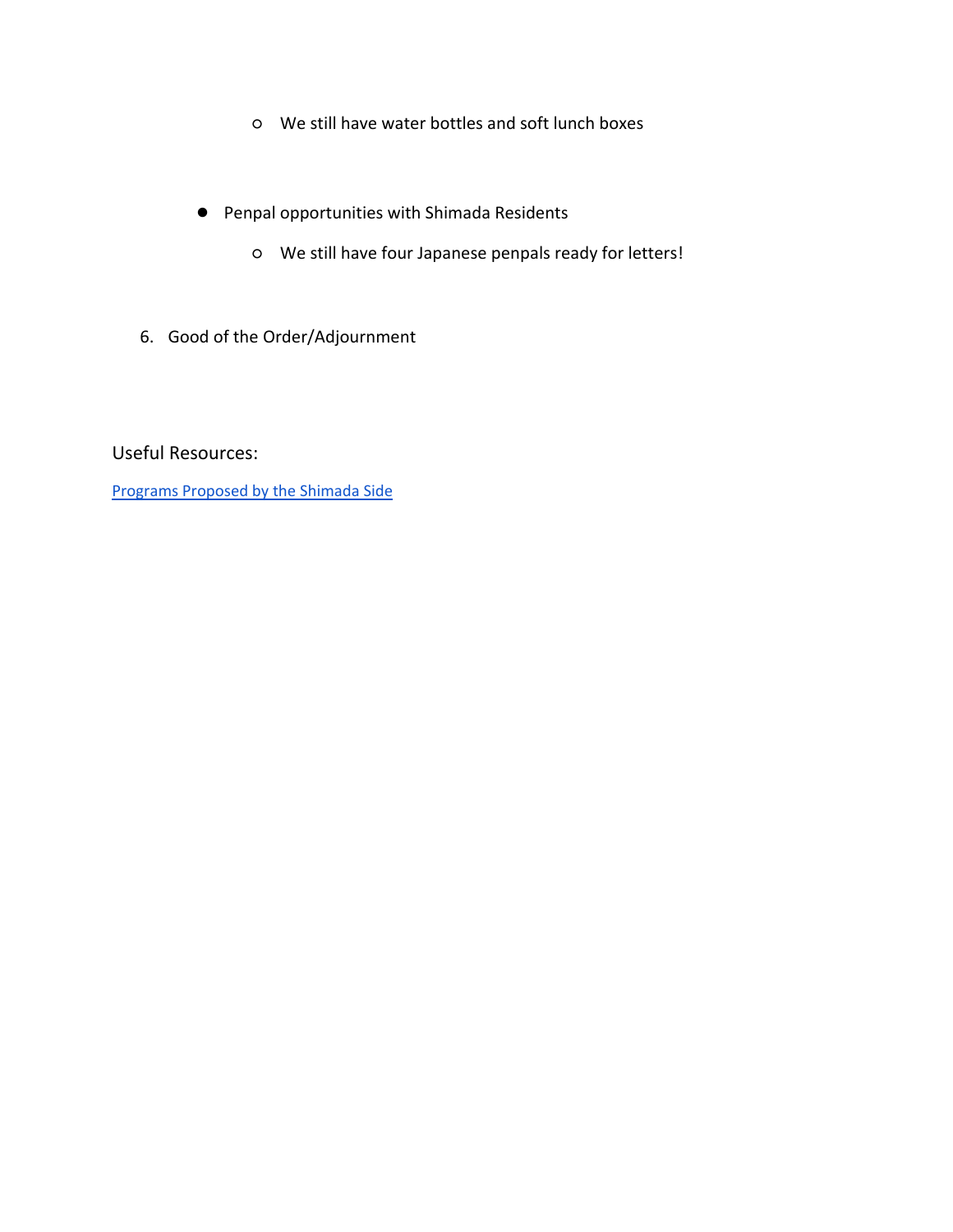- We still have water bottles and soft lunch boxes

- Penpal opportunities with Shimada Residents
    - We still have four Japanese penpals ready for letters!

6. Good of the Order/Adjournment

Useful Resources:

Programs Proposed by the Shimada Side